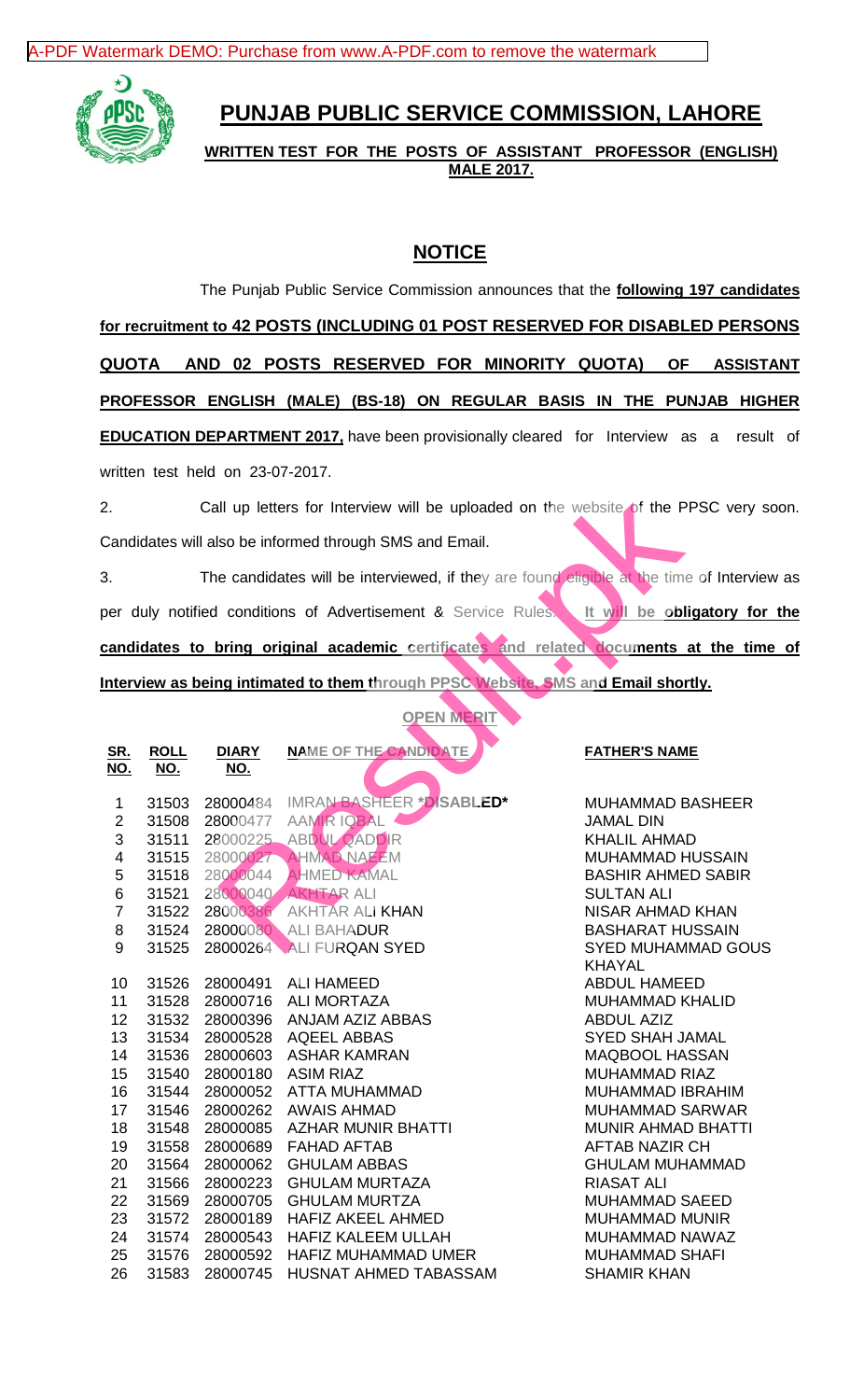# PUNJAB PUBLIC SERVICE COMMISSION, LAHORE

**WRITTEN TEST FOR THE POSTS OF ASSISTANT PROFESSOR (ENGLISH) MALE 2017.**

## NOTICE

The Punjab Public Service Commission announces that the **following 197 candidates for recruitment to 42 POSTS (INCLUDING 01 POST RESERVED FOR DISABLED PERSONS QUOTA AND 02 POSTS RESERVED FOR MINORITY QUOTA) OF ASSISTANT PROFESSOR ENGLISH (MALE) (BS-18) ON REGULAR BASIS IN THE PUNJAB HIGHER EDUCATION DEPARTMENT 2017,** have been provisionally cleared for Interview as a result of written test held on 23-07-2017.

2. Call up letters for Interview will be uploaded on the website of the PPSC very soon. Candidates will also be informed through SMS and Email.

3. The candidates will be interviewed, if they are found eligible at the time of Interview as per duly notified conditions of Advertisement & Service Rules. **It will be obligatory for the candidates to bring original academic certificates and related documents at the time of Interview as being intimated to them through PPSC Website, SMS and Email shortly.**

**OPEN MERIT**

| SR. NO. | ROLL NO. | DIARY NO. | NAME OF THE CANDIDATE | FATHER'S NAME |
|---|---|---|---|---|
| 1 | 31503 | 28000484 | IMRAN BASHEER *DISABLED* | MUHAMMAD BASHEER |
| 2 | 31508 | 28000477 | AAMIR IQBAL | JAMAL DIN |
| 3 | 31511 | 28000225 | ABDUL QADDIR | KHALIL AHMAD |
| 4 | 31515 | 28000027 | AHMAD NAEEM | MUHAMMAD HUSSAIN |
| 5 | 31518 | 28000044 | AHMED KAMAL | BASHIR AHMED SABIR |
| 6 | 31521 | 28000040 | AKHTAR ALI | SULTAN ALI |
| 7 | 31522 | 28000386 | AKHTAR ALI KHAN | NISAR AHMAD KHAN |
| 8 | 31524 | 28000080 | ALI BAHADUR | BASHARAT HUSSAIN |
| 9 | 31525 | 28000264 | ALI FURQAN SYED | SYED MUHAMMAD GOUS KHAYAL |
| 10 | 31526 | 28000491 | ALI HAMEED | ABDUL HAMEED |
| 11 | 31528 | 28000716 | ALI MORTAZA | MUHAMMAD KHALID |
| 12 | 31532 | 28000396 | ANJAM AZIZ ABBAS | ABDUL AZIZ |
| 13 | 31534 | 28000528 | AQEEL ABBAS | SYED SHAH JAMAL |
| 14 | 31536 | 28000603 | ASHAR KAMRAN | MAQBOOL HASSAN |
| 15 | 31540 | 28000180 | ASIM RIAZ | MUHAMMAD RIAZ |
| 16 | 31544 | 28000052 | ATTA MUHAMMAD | MUHAMMAD IBRAHIM |
| 17 | 31546 | 28000262 | AWAIS AHMAD | MUHAMMAD SARWAR |
| 18 | 31548 | 28000085 | AZHAR MUNIR BHATTI | MUNIR AHMAD BHATTI |
| 19 | 31558 | 28000689 | FAHAD AFTAB | AFTAB NAZIR CH |
| 20 | 31564 | 28000062 | GHULAM ABBAS | GHULAM MUHAMMAD |
| 21 | 31566 | 28000223 | GHULAM MURTAZA | RIASAT ALI |
| 22 | 31569 | 28000705 | GHULAM MURTZA | MUHAMMAD SAEED |
| 23 | 31572 | 28000189 | HAFIZ AKEEL AHMED | MUHAMMAD MUNIR |
| 24 | 31574 | 28000543 | HAFIZ KALEEM ULLAH | MUHAMMAD NAWAZ |
| 25 | 31576 | 28000592 | HAFIZ MUHAMMAD UMER | MUHAMMAD SHAFI |
| 26 | 31583 | 28000745 | HUSNAT AHMED TABASSAM | SHAMIR KHAN |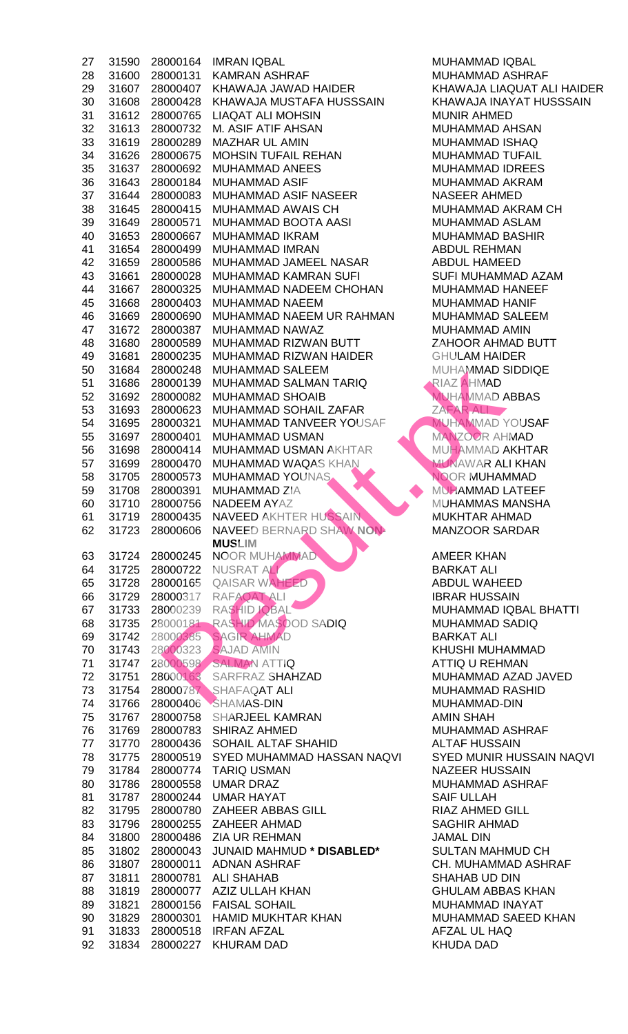| | | | | |
|---|---|---|---|---|
| 27 | 31590 | 28000164 | IMRAN IQBAL | MUHAMMAD IQBAL |
| 28 | 31600 | 28000131 | KAMRAN ASHRAF | MUHAMMAD ASHRAF |
| 29 | 31607 | 28000407 | KHAWAJA JAWAD HAIDER | KHAWAJA LIAQUAT ALI HAIDER |
| 30 | 31608 | 28000428 | KHAWAJA MUSTAFA HUSSSAIN | KHAWAJA INAYAT HUSSSAIN |
| 31 | 31612 | 28000765 | LIAQAT ALI MOHSIN | MUNIR AHMED |
| 32 | 31613 | 28000732 | M. ASIF ATIF AHSAN | MUHAMMAD AHSAN |
| 33 | 31619 | 28000289 | MAZHAR UL AMIN | MUHAMMAD ISHAQ |
| 34 | 31626 | 28000675 | MOHSIN TUFAIL REHAN | MUHAMMAD TUFAIL |
| 35 | 31637 | 28000692 | MUHAMMAD ANEES | MUHAMMAD IDREES |
| 36 | 31643 | 28000184 | MUHAMMAD ASIF | MUHAMMAD AKRAM |
| 37 | 31644 | 28000083 | MUHAMMAD ASIF NASEER | NASEER AHMED |
| 38 | 31645 | 28000415 | MUHAMMAD AWAIS CH | MUHAMMAD AKRAM CH |
| 39 | 31649 | 28000571 | MUHAMMAD BOOTA AASI | MUHAMMAD ASLAM |
| 40 | 31653 | 28000667 | MUHAMMAD IKRAM | MUHAMMAD BASHIR |
| 41 | 31654 | 28000499 | MUHAMMAD IMRAN | ABDUL REHMAN |
| 42 | 31659 | 28000586 | MUHAMMAD JAMEEL NASAR | ABDUL HAMEED |
| 43 | 31661 | 28000028 | MUHAMMAD KAMRAN SUFI | SUFI MUHAMMAD AZAM |
| 44 | 31667 | 28000325 | MUHAMMAD NADEEM CHOHAN | MUHAMMAD HANEEF |
| 45 | 31668 | 28000403 | MUHAMMAD NAEEM | MUHAMMAD HANIF |
| 46 | 31669 | 28000690 | MUHAMMAD NAEEM UR RAHMAN | MUHAMMAD SALEEM |
| 47 | 31672 | 28000387 | MUHAMMAD NAWAZ | MUHAMMAD AMIN |
| 48 | 31680 | 28000589 | MUHAMMAD RIZWAN BUTT | ZAHOOR AHMAD BUTT |
| 49 | 31681 | 28000235 | MUHAMMAD RIZWAN HAIDER | GHULAM HAIDER |
| 50 | 31684 | 28000248 | MUHAMMAD SALEEM | MUHAMMAD SIDDIQE |
| 51 | 31686 | 28000139 | MUHAMMAD SALMAN TARIQ | RIAZ AHMAD |
| 52 | 31692 | 28000082 | MUHAMMAD SHOAIB | MUHAMMAD ABBAS |
| 53 | 31693 | 28000623 | MUHAMMAD SOHAIL ZAFAR | ZAFAR ALI |
| 54 | 31695 | 28000321 | MUHAMMAD TANVEER YOUSAF | MUHAMMAD YOUSAF |
| 55 | 31697 | 28000401 | MUHAMMAD USMAN | MANZOOR AHMAD |
| 56 | 31698 | 28000414 | MUHAMMAD USMAN AKHTAR | MUHAMMAD AKHTAR |
| 57 | 31699 | 28000470 | MUHAMMAD WAQAS KHAN | MUNAWAR ALI KHAN |
| 58 | 31705 | 28000573 | MUHAMMAD YOUNAS | NOOR MUHAMMAD |
| 59 | 31708 | 28000391 | MUHAMMAD ZIA | MUHAMMAD LATEEF |
| 60 | 31710 | 28000756 | NADEEM AYAZ | MUHAMMAS MANSHA |
| 61 | 31719 | 28000435 | NAVEED AKHTER HUSSAIN | MUKHTAR AHMAD |
| 62 | 31723 | 28000606 | NAVEED BERNARD SHAW **NON-MUSLIM** | MANZOOR SARDAR |
| 63 | 31724 | 28000245 | NOOR MUHAMMAD | AMEER KHAN |
| 64 | 31725 | 28000722 | NUSRAT ALI | BARKAT ALI |
| 65 | 31728 | 28000165 | QAISAR WAHEED | ABDUL WAHEED |
| 66 | 31729 | 28000317 | RAFAQAT ALI | IBRAR HUSSAIN |
| 67 | 31733 | 28000239 | RASHID IQBAL | MUHAMMAD IQBAL BHATTI |
| 68 | 31735 | 28000181 | RASHID MASOOD SADIQ | MUHAMMAD SADIQ |
| 69 | 31742 | 28000385 | SAGIR AHMAD | BARKAT ALI |
| 70 | 31743 | 28000323 | SAJAD AMIN | KHUSHI MUHAMMAD |
| 71 | 31747 | 28000598 | SALMAN ATTIQ | ATTIQ U REHMAN |
| 72 | 31751 | 28000163 | SARFRAZ SHAHZAD | MUHAMMAD AZAD JAVED |
| 73 | 31754 | 28000787 | SHAFAQAT ALI | MUHAMMAD RASHID |
| 74 | 31766 | 28000406 | SHAMAS-DIN | MUHAMMAD-DIN |
| 75 | 31767 | 28000758 | SHARJEEL KAMRAN | AMIN SHAH |
| 76 | 31769 | 28000783 | SHIRAZ AHMED | MUHAMMAD ASHRAF |
| 77 | 31770 | 28000436 | SOHAIL ALTAF SHAHID | ALTAF HUSSAIN |
| 78 | 31775 | 28000519 | SYED MUHAMMAD HASSAN NAQVI | SYED MUNIR HUSSAIN NAQVI |
| 79 | 31784 | 28000774 | TARIQ USMAN | NAZEER HUSSAIN |
| 80 | 31786 | 28000558 | UMAR DRAZ | MUHAMMAD ASHRAF |
| 81 | 31787 | 28000244 | UMAR HAYAT | SAIF ULLAH |
| 82 | 31795 | 28000780 | ZAHEER ABBAS GILL | RIAZ AHMED GILL |
| 83 | 31796 | 28000255 | ZAHEER AHMAD | SAGHIR AHMAD |
| 84 | 31800 | 28000486 | ZIA UR REHMAN | JAMAL DIN |
| 85 | 31802 | 28000043 | JUNAID MAHMUD **\* DISABLED\*** | SULTAN MAHMUD CH |
| 86 | 31807 | 28000011 | ADNAN ASHRAF | CH. MUHAMMAD ASHRAF |
| 87 | 31811 | 28000781 | ALI SHAHAB | SHAHAB UD DIN |
| 88 | 31819 | 28000077 | AZIZ ULLAH KHAN | GHULAM ABBAS KHAN |
| 89 | 31821 | 28000156 | FAISAL SOHAIL | MUHAMMAD INAYAT |
| 90 | 31829 | 28000301 | HAMID MUKHTAR KHAN | MUHAMMAD SAEED KHAN |
| 91 | 31833 | 28000518 | IRFAN AFZAL | AFZAL UL HAQ |
| 92 | 31834 | 28000227 | KHURAM DAD | KHUDA DAD |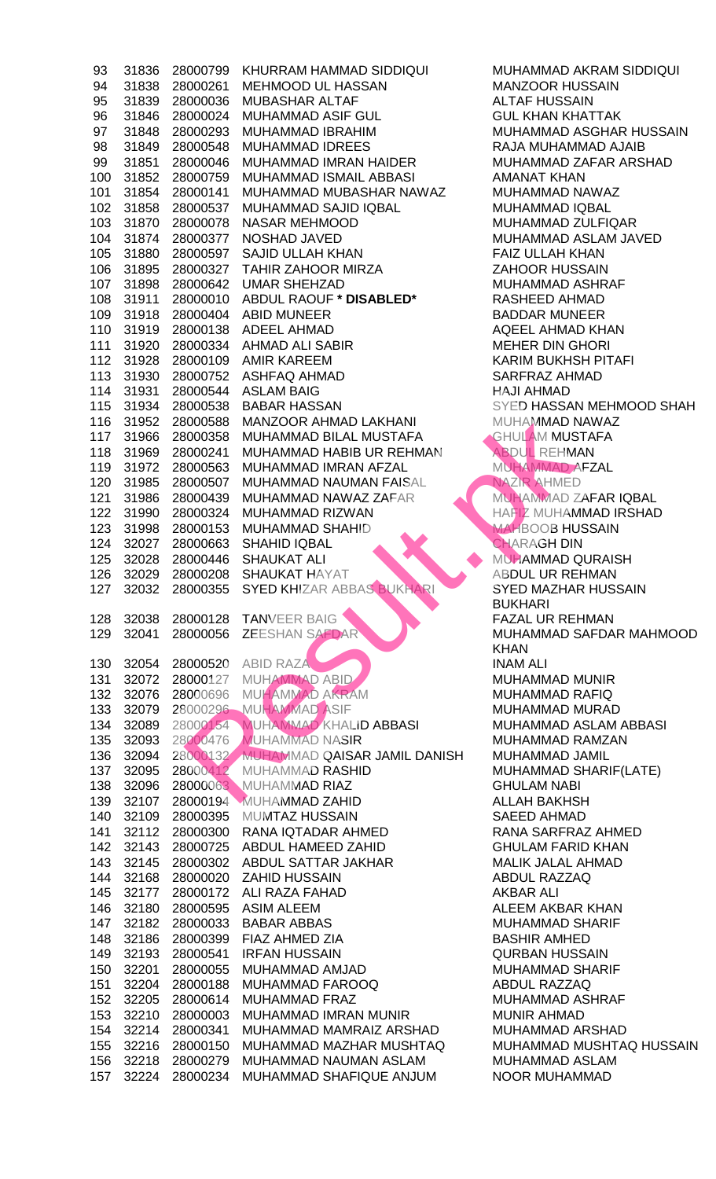| | | | | |
|---|---|---|---|---|
| 93 | 31836 | 28000799 | KHURRAM HAMMAD SIDDIQUI | MUHAMMAD AKRAM SIDDIQUI |
| 94 | 31838 | 28000261 | MEHMOOD UL HASSAN | MANZOOR HUSSAIN |
| 95 | 31839 | 28000036 | MUBASHAR ALTAF | ALTAF HUSSAIN |
| 96 | 31846 | 28000024 | MUHAMMAD ASIF GUL | GUL KHAN KHATTAK |
| 97 | 31848 | 28000293 | MUHAMMAD IBRAHIM | MUHAMMAD ASGHAR HUSSAIN |
| 98 | 31849 | 28000548 | MUHAMMAD IDREES | RAJA MUHAMMAD AJAIB |
| 99 | 31851 | 28000046 | MUHAMMAD IMRAN HAIDER | MUHAMMAD ZAFAR ARSHAD |
| 100 | 31852 | 28000759 | MUHAMMAD ISMAIL ABBASI | AMANAT KHAN |
| 101 | 31854 | 28000141 | MUHAMMAD MUBASHAR NAWAZ | MUHAMMAD NAWAZ |
| 102 | 31858 | 28000537 | MUHAMMAD SAJID IQBAL | MUHAMMAD IQBAL |
| 103 | 31870 | 28000078 | NASAR MEHMOOD | MUHAMMAD ZULFIQAR |
| 104 | 31874 | 28000377 | NOSHAD JAVED | MUHAMMAD ASLAM JAVED |
| 105 | 31880 | 28000597 | SAJID ULLAH KHAN | FAIZ ULLAH KHAN |
| 106 | 31895 | 28000327 | TAHIR ZAHOOR MIRZA | ZAHOOR HUSSAIN |
| 107 | 31898 | 28000642 | UMAR SHEHZAD | MUHAMMAD ASHRAF |
| 108 | 31911 | 28000010 | ABDUL RAOUF **\* DISABLED\*** | RASHEED AHMAD |
| 109 | 31918 | 28000404 | ABID MUNEER | BADDAR MUNEER |
| 110 | 31919 | 28000138 | ADEEL AHMAD | AQEEL AHMAD KHAN |
| 111 | 31920 | 28000334 | AHMAD ALI SABIR | MEHER DIN GHORI |
| 112 | 31928 | 28000109 | AMIR KAREEM | KARIM BUKHSH PITAFI |
| 113 | 31930 | 28000752 | ASHFAQ AHMAD | SARFRAZ AHMAD |
| 114 | 31931 | 28000544 | ASLAM BAIG | HAJI AHMAD |
| 115 | 31934 | 28000538 | BABAR HASSAN | SYED HASSAN MEHMOOD SHAH |
| 116 | 31952 | 28000588 | MANZOOR AHMAD LAKHANI | MUHAMMAD NAWAZ |
| 117 | 31966 | 28000358 | MUHAMMAD BILAL MUSTAFA | GHULAM MUSTAFA |
| 118 | 31969 | 28000241 | MUHAMMAD HABIB UR REHMAN | ABDUL REHMAN |
| 119 | 31972 | 28000563 | MUHAMMAD IMRAN AFZAL | MUHAMMAD AFZAL |
| 120 | 31985 | 28000507 | MUHAMMAD NAUMAN FAISAL | NAZIR AHMED |
| 121 | 31986 | 28000439 | MUHAMMAD NAWAZ ZAFAR | MUHAMMAD ZAFAR IQBAL |
| 122 | 31990 | 28000324 | MUHAMMAD RIZWAN | HAFIZ MUHAMMAD IRSHAD |
| 123 | 31998 | 28000153 | MUHAMMAD SHAHID | MAHBOOB HUSSAIN |
| 124 | 32027 | 28000663 | SHAHID IQBAL | CHARAGH DIN |
| 125 | 32028 | 28000446 | SHAUKAT ALI | MUHAMMAD QURAISH |
| 126 | 32029 | 28000208 | SHAUKAT HAYAT | ABDUL UR REHMAN |
| 127 | 32032 | 28000355 | SYED KHIZAR ABBAS BUKHARI | SYED MAZHAR HUSSAIN BUKHARI |
| 128 | 32038 | 28000128 | TANVEER BAIG | FAZAL UR REHMAN |
| 129 | 32041 | 28000056 | ZEESHAN SAFDAR | MUHAMMAD SAFDAR MAHMOOD KHAN |
| 130 | 32054 | 28000520 | ABID RAZA | INAM ALI |
| 131 | 32072 | 28000127 | MUHAMMAD ABID | MUHAMMAD MUNIR |
| 132 | 32076 | 28000696 | MUHAMMAD AKRAM | MUHAMMAD RAFIQ |
| 133 | 32079 | 28000296 | MUHAMMAD ASIF | MUHAMMAD MURAD |
| 134 | 32089 | 28000154 | MUHAMMAD KHALID ABBASI | MUHAMMAD ASLAM ABBASI |
| 135 | 32093 | 28000476 | MUHAMMAD NASIR | MUHAMMAD RAMZAN |
| 136 | 32094 | 28000132 | MUHAMMAD QAISAR JAMIL DANISH | MUHAMMAD JAMIL |
| 137 | 32095 | 28000412 | MUHAMMAD RASHID | MUHAMMAD SHARIF(LATE) |
| 138 | 32096 | 28000063 | MUHAMMAD RIAZ | GHULAM NABI |
| 139 | 32107 | 28000194 | MUHAMMAD ZAHID | ALLAH BAKHSH |
| 140 | 32109 | 28000395 | MUMTAZ HUSSAIN | SAEED AHMAD |
| 141 | 32112 | 28000300 | RANA IQTADAR AHMED | RANA SARFRAZ AHMED |
| 142 | 32143 | 28000725 | ABDUL HAMEED ZAHID | GHULAM FARID KHAN |
| 143 | 32145 | 28000302 | ABDUL SATTAR JAKHAR | MALIK JALAL AHMAD |
| 144 | 32168 | 28000020 | ZAHID HUSSAIN | ABDUL RAZZAQ |
| 145 | 32177 | 28000172 | ALI RAZA FAHAD | AKBAR ALI |
| 146 | 32180 | 28000595 | ASIM ALEEM | ALEEM AKBAR KHAN |
| 147 | 32182 | 28000033 | BABAR ABBAS | MUHAMMAD SHARIF |
| 148 | 32186 | 28000399 | FIAZ AHMED ZIA | BASHIR AMHED |
| 149 | 32193 | 28000541 | IRFAN HUSSAIN | QURBAN HUSSAIN |
| 150 | 32201 | 28000055 | MUHAMMAD AMJAD | MUHAMMAD SHARIF |
| 151 | 32204 | 28000188 | MUHAMMAD FAROOQ | ABDUL RAZZAQ |
| 152 | 32205 | 28000614 | MUHAMMAD FRAZ | MUHAMMAD ASHRAF |
| 153 | 32210 | 28000003 | MUHAMMAD IMRAN MUNIR | MUNIR AHMAD |
| 154 | 32214 | 28000341 | MUHAMMAD MAMRAIZ ARSHAD | MUHAMMAD ARSHAD |
| 155 | 32216 | 28000150 | MUHAMMAD MAZHAR MUSHTAQ | MUHAMMAD MUSHTAQ HUSSAIN |
| 156 | 32218 | 28000279 | MUHAMMAD NAUMAN ASLAM | MUHAMMAD ASLAM |
| 157 | 32224 | 28000234 | MUHAMMAD SHAFIQUE ANJUM | NOOR MUHAMMAD |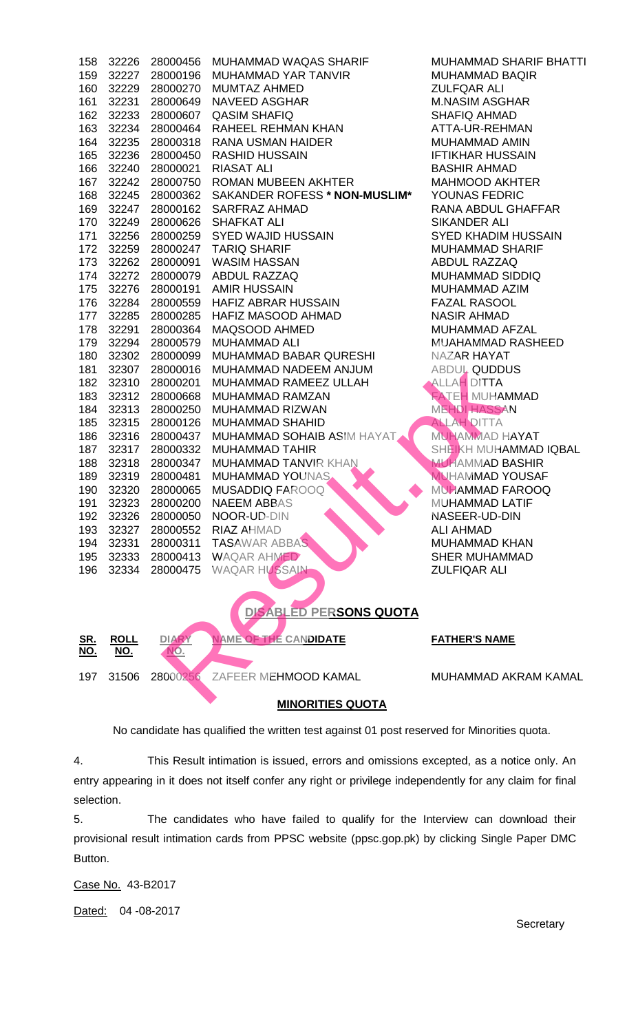| | | | | |
|---|---|---|---|---|
| 158 | 32226 | 28000456 | MUHAMMAD WAQAS SHARIF | MUHAMMAD SHARIF BHATTI |
| 159 | 32227 | 28000196 | MUHAMMAD YAR TANVIR | MUHAMMAD BAQIR |
| 160 | 32229 | 28000270 | MUMTAZ AHMED | ZULFQAR ALI |
| 161 | 32231 | 28000649 | NAVEED ASGHAR | M.NASIM ASGHAR |
| 162 | 32233 | 28000607 | QASIM SHAFIQ | SHAFIQ AHMAD |
| 163 | 32234 | 28000464 | RAHEEL REHMAN KHAN | ATTA-UR-REHMAN |
| 164 | 32235 | 28000318 | RANA USMAN HAIDER | MUHAMMAD AMIN |
| 165 | 32236 | 28000450 | RASHID HUSSAIN | IFTIKHAR HUSSAIN |
| 166 | 32240 | 28000021 | RIASAT ALI | BASHIR AHMAD |
| 167 | 32242 | 28000750 | ROMAN MUBEEN AKHTER | MAHMOOD AKHTER |
| 168 | 32245 | 28000362 | SAKANDER ROFESS **\* NON-MUSLIM\*** | YOUNAS FEDRIC |
| 169 | 32247 | 28000162 | SARFRAZ AHMAD | RANA ABDUL GHAFFAR |
| 170 | 32249 | 28000626 | SHAFKAT ALI | SIKANDER ALI |
| 171 | 32256 | 28000259 | SYED WAJID HUSSAIN | SYED KHADIM HUSSAIN |
| 172 | 32259 | 28000247 | TARIQ SHARIF | MUHAMMAD SHARIF |
| 173 | 32262 | 28000091 | WASIM HASSAN | ABDUL RAZZAQ |
| 174 | 32272 | 28000079 | ABDUL RAZZAQ | MUHAMMAD SIDDIQ |
| 175 | 32276 | 28000191 | AMIR HUSSAIN | MUHAMMAD AZIM |
| 176 | 32284 | 28000559 | HAFIZ ABRAR HUSSAIN | FAZAL RASOOL |
| 177 | 32285 | 28000285 | HAFIZ MASOOD AHMAD | NASIR AHMAD |
| 178 | 32291 | 28000364 | MAQSOOD AHMED | MUHAMMAD AFZAL |
| 179 | 32294 | 28000579 | MUHAMMAD ALI | MUAHAMMAD RASHEED |
| 180 | 32302 | 28000099 | MUHAMMAD BABAR QURESHI | NAZAR HAYAT |
| 181 | 32307 | 28000016 | MUHAMMAD NADEEM ANJUM | ABDUL QUDDUS |
| 182 | 32310 | 28000201 | MUHAMMAD RAMEEZ ULLAH | ALLAH DITTA |
| 183 | 32312 | 28000668 | MUHAMMAD RAMZAN | FATEH MUHAMMAD |
| 184 | 32313 | 28000250 | MUHAMMAD RIZWAN | MEHDI HASSAN |
| 185 | 32315 | 28000126 | MUHAMMAD SHAHID | ALLAH DITTA |
| 186 | 32316 | 28000437 | MUHAMMAD SOHAIB ASIM HAYAT | MUHAMMAD HAYAT |
| 187 | 32317 | 28000332 | MUHAMMAD TAHIR | SHEIKH MUHAMMAD IQBAL |
| 188 | 32318 | 28000347 | MUHAMMAD TANVIR KHAN | MUHAMMAD BASHIR |
| 189 | 32319 | 28000481 | MUHAMMAD YOUNAS | MUHAMMAD YOUSAF |
| 190 | 32320 | 28000065 | MUSADDIQ FAROOQ | MUHAMMAD FAROOQ |
| 191 | 32323 | 28000200 | NAEEM ABBAS | MUHAMMAD LATIF |
| 192 | 32326 | 28000050 | NOOR-UD-DIN | NASEER-UD-DIN |
| 193 | 32327 | 28000552 | RIAZ AHMAD | ALI AHMAD |
| 194 | 32331 | 28000311 | TASAWAR ABBAS | MUHAMMAD KHAN |
| 195 | 32333 | 28000413 | WAQAR AHMED | SHER MUHAMMAD |
| 196 | 32334 | 28000475 | WAQAR HUSSAIN | ZULFIQAR ALI |

**DISABLED PERSONS QUOTA**

| SR. NO. | ROLL NO. | DIARY NO. | NAME OF THE CANDIDATE | FATHER'S NAME |
|---|---|---|---|---|
| 197 | 31506 | 28000256 | ZAFEER MEHMOOD KAMAL | MUHAMMAD AKRAM KAMAL |

**MINORITIES QUOTA**

No candidate has qualified the written test against 01 post reserved for Minorities quota.

4. This Result intimation is issued, errors and omissions excepted, as a notice only. An entry appearing in it does not itself confer any right or privilege independently for any claim for final selection.

5. The candidates who have failed to qualify for the Interview can download their provisional result intimation cards from PPSC website (ppsc.gop.pk) by clicking Single Paper DMC Button.

Case No. 43-B2017

Dated: 04 -08-2017

Secretary